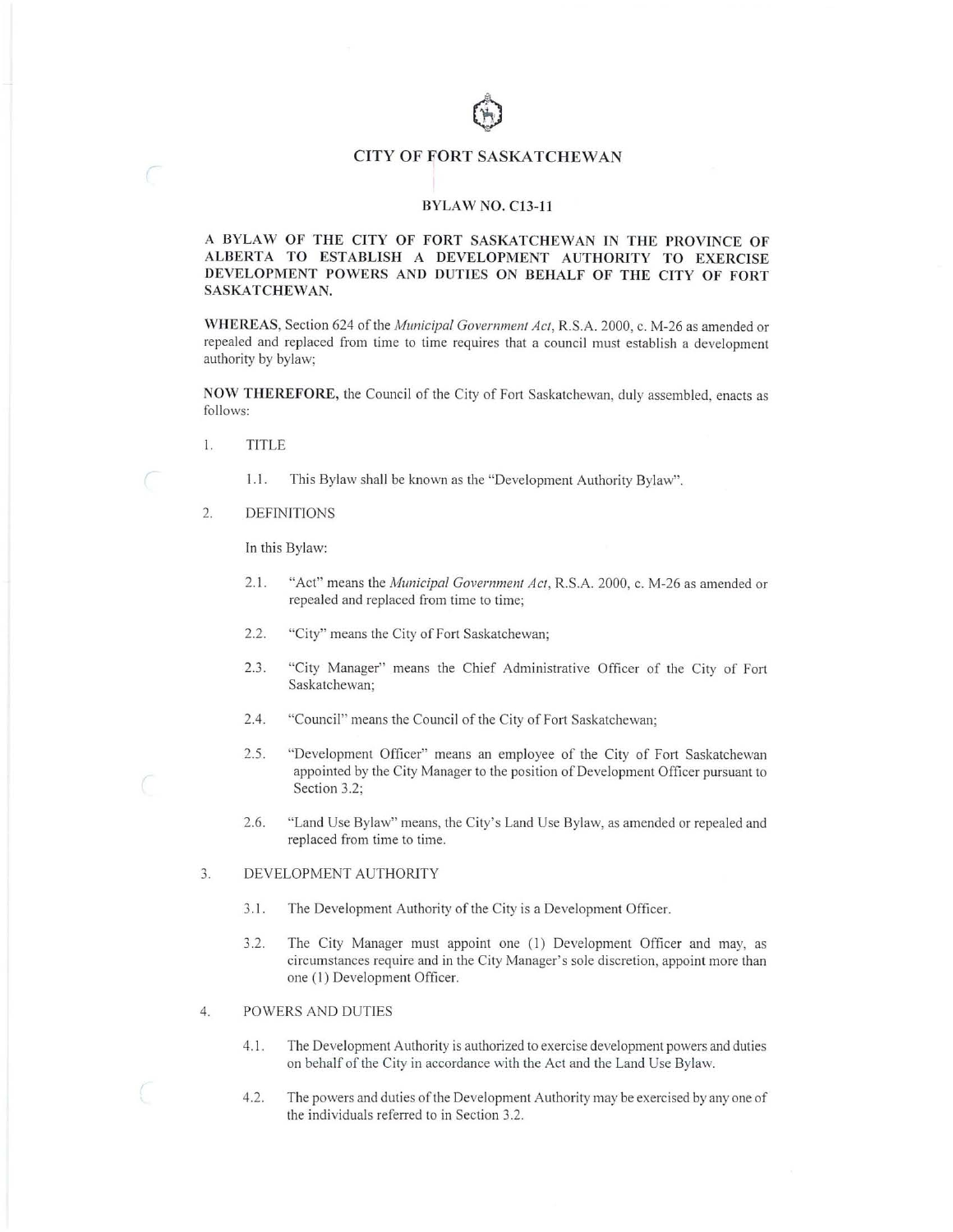# CITY OF FORT SASKATCHEWAN

## BYLAW NO. C13-11

**A BYLAW OF THE CITY OF FORT SASKATCHEWAN IN THE PROVINCE OF ALBERTA TO ESTABLISH A DEVELOPMENT AUTHORITY TO EXERCISE DEVELOPMENT POWERS AND DUTIES ON BEHALF OF THE CITY OF FORT SASKATCHEWAN.**

**WHEREAS**, Section 624 of the *Municipal Government Act*, R.S.A. 2000, c. M-26 as amended or repealed and replaced from time to time requires that a council must establish a development authority by bylaw;

**NOW THEREFORE,** the Council of the City of Fort Saskatchewan, duly assembled, enacts as follows:

1. TITLE

   1.1. This Bylaw shall be known as the "Development Authority Bylaw".

2. DEFINITIONS

   In this Bylaw:

   2.1. "Act" means the *Municipal Government Act*, R.S.A. 2000, c. M-26 as amended or repealed and replaced from time to time;

   2.2. "City" means the City of Fort Saskatchewan;

   2.3. "City Manager" means the Chief Administrative Officer of the City of Fort Saskatchewan;

   2.4. "Council" means the Council of the City of Fort Saskatchewan;

   2.5. "Development Officer" means an employee of the City of Fort Saskatchewan appointed by the City Manager to the position of Development Officer pursuant to Section 3.2;

   2.6. "Land Use Bylaw" means, the City's Land Use Bylaw, as amended or repealed and replaced from time to time.

3. DEVELOPMENT AUTHORITY

   3.1. The Development Authority of the City is a Development Officer.

   3.2. The City Manager must appoint one (1) Development Officer and may, as circumstances require and in the City Manager's sole discretion, appoint more than one (1) Development Officer.

4. POWERS AND DUTIES

   4.1. The Development Authority is authorized to exercise development powers and duties on behalf of the City in accordance with the Act and the Land Use Bylaw.

   4.2. The powers and duties of the Development Authority may be exercised by any one of the individuals referred to in Section 3.2.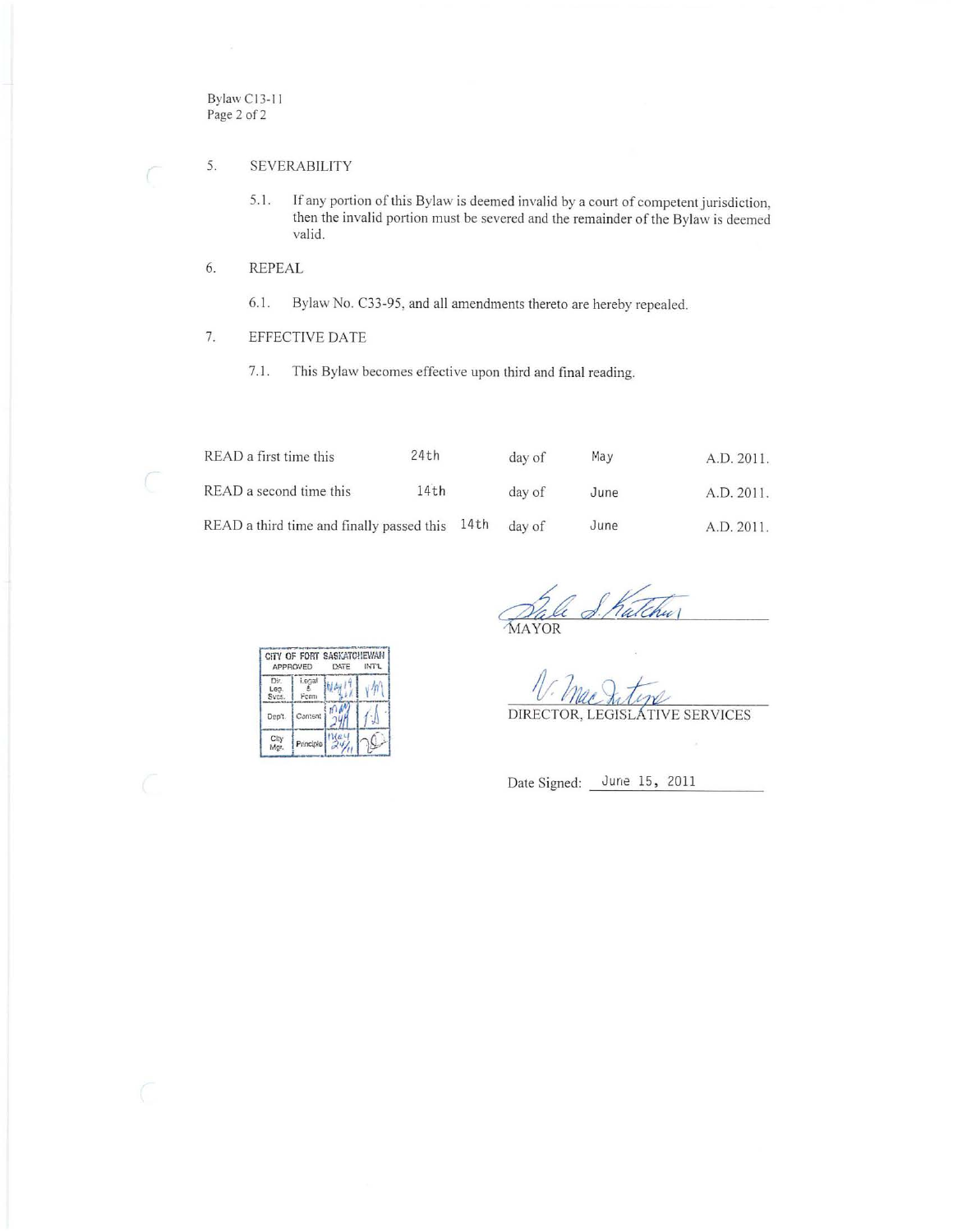Bylaw C13-11

## 5. SEVERABILITY

5.1. If any portion of this Bylaw is deemed invalid by a court of competent jurisdiction, then the invalid portion must be severed and the remainder of the Bylaw is deemed valid.

## 6. REPEAL

6.1. Bylaw No. C33-95, and all amendments thereto are hereby repealed.

## 7. EFFECTIVE DATE

7.1. This Bylaw becomes effective upon third and final reading.

| | | | | |
|---|---|---|---|---|
| READ a first time this | 24th | day of | May | A.D. 2011. |
| READ a second time this | 14th | day of | June | A.D. 2011. |
| READ a third time and finally passed this | 14th | day of | June | A.D. 2011. |

| CITY OF FORT SASKATCHEWAN APPROVED | | DATE | INT'L |
|---|---|---|---|
| Dir. Leg. Svcs. | Legal & Form | May 19/11 | |
| Dep't | Content | May 24 | |
| City Mgr. | Principle | May 24/11 | |

MAYOR

DIRECTOR, LEGISLATIVE SERVICES

Date Signed: June 15, 2011